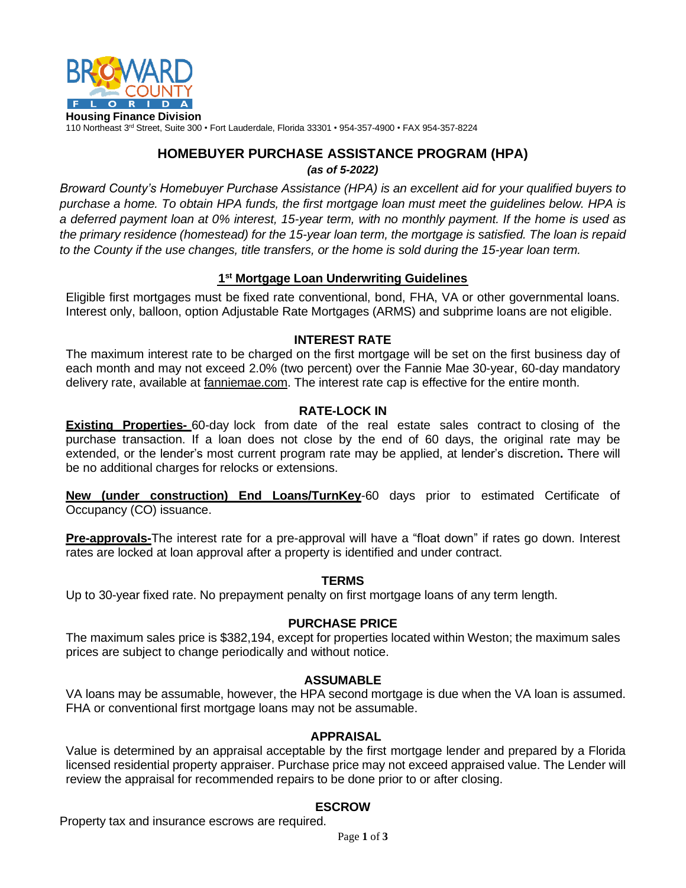**Housing Finance Division**
110 Northeast 3rd Street, Suite 300 • Fort Lauderdale, Florida 33301 • 954-357-4900 • FAX 954-357-8224

# HOMEBUYER PURCHASE ASSISTANCE PROGRAM (HPA)

***(as of 5-2022)***

*Broward County's Homebuyer Purchase Assistance (HPA) is an excellent aid for your qualified buyers to purchase a home. To obtain HPA funds, the first mortgage loan must meet the guidelines below. HPA is a deferred payment loan at 0% interest, 15-year term, with no monthly payment. If the home is used as the primary residence (homestead) for the 15-year loan term, the mortgage is satisfied. The loan is repaid to the County if the use changes, title transfers, or the home is sold during the 15-year loan term.*

## 1st Mortgage Loan Underwriting Guidelines

Eligible first mortgages must be fixed rate conventional, bond, FHA, VA or other governmental loans. Interest only, balloon, option Adjustable Rate Mortgages (ARMS) and subprime loans are not eligible.

### INTEREST RATE

The maximum interest rate to be charged on the first mortgage will be set on the first business day of each month and may not exceed 2.0% (two percent) over the Fannie Mae 30-year, 60-day mandatory delivery rate, available at fanniemae.com. The interest rate cap is effective for the entire month.

### RATE-LOCK IN

**Existing Properties-** 60-day lock from date of the real estate sales contract to closing of the purchase transaction. If a loan does not close by the end of 60 days, the original rate may be extended, or the lender's most current program rate may be applied, at lender's discretion. There will be no additional charges for relocks or extensions.

**New (under construction) End Loans/TurnKey**-60 days prior to estimated Certificate of Occupancy (CO) issuance.

**Pre-approvals-**The interest rate for a pre-approval will have a "float down" if rates go down. Interest rates are locked at loan approval after a property is identified and under contract.

### TERMS

Up to 30-year fixed rate. No prepayment penalty on first mortgage loans of any term length.

### PURCHASE PRICE

The maximum sales price is $382,194, except for properties located within Weston; the maximum sales prices are subject to change periodically and without notice.

### ASSUMABLE

VA loans may be assumable, however, the HPA second mortgage is due when the VA loan is assumed. FHA or conventional first mortgage loans may not be assumable.

### APPRAISAL

Value is determined by an appraisal acceptable by the first mortgage lender and prepared by a Florida licensed residential property appraiser. Purchase price may not exceed appraised value. The Lender will review the appraisal for recommended repairs to be done prior to or after closing.

### ESCROW

Property tax and insurance escrows are required.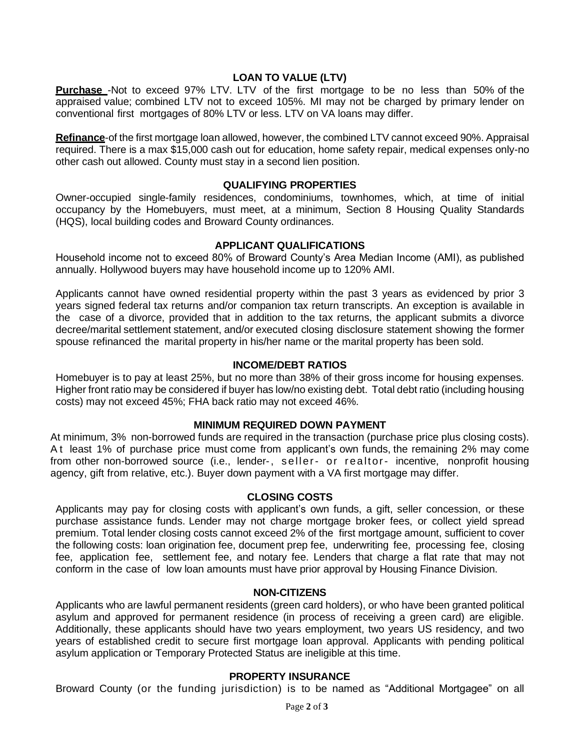## LOAN TO VALUE (LTV)

**Purchase** -Not to exceed 97% LTV. LTV of the first mortgage to be no less than 50% of the appraised value; combined LTV not to exceed 105%. MI may not be charged by primary lender on conventional first mortgages of 80% LTV or less. LTV on VA loans may differ.

**Refinance**-of the first mortgage loan allowed, however, the combined LTV cannot exceed 90%. Appraisal required. There is a max $15,000 cash out for education, home safety repair, medical expenses only-no other cash out allowed. County must stay in a second lien position.

## QUALIFYING PROPERTIES

Owner-occupied single-family residences, condominiums, townhomes, which, at time of initial occupancy by the Homebuyers, must meet, at a minimum, Section 8 Housing Quality Standards (HQS), local building codes and Broward County ordinances.

## APPLICANT QUALIFICATIONS

Household income not to exceed 80% of Broward County's Area Median Income (AMI), as published annually. Hollywood buyers may have household income up to 120% AMI.

Applicants cannot have owned residential property within the past 3 years as evidenced by prior 3 years signed federal tax returns and/or companion tax return transcripts. An exception is available in the case of a divorce, provided that in addition to the tax returns, the applicant submits a divorce decree/marital settlement statement, and/or executed closing disclosure statement showing the former spouse refinanced the marital property in his/her name or the marital property has been sold.

## INCOME/DEBT RATIOS

Homebuyer is to pay at least 25%, but no more than 38% of their gross income for housing expenses. Higher front ratio may be considered if buyer has low/no existing debt. Total debt ratio (including housing costs) may not exceed 45%; FHA back ratio may not exceed 46%.

## MINIMUM REQUIRED DOWN PAYMENT

At minimum, 3% non-borrowed funds are required in the transaction (purchase price plus closing costs). At least 1% of purchase price must come from applicant's own funds, the remaining 2% may come from other non-borrowed source (i.e., lender-, seller- or realtor- incentive, nonprofit housing agency, gift from relative, etc.). Buyer down payment with a VA first mortgage may differ.

## CLOSING COSTS

Applicants may pay for closing costs with applicant's own funds, a gift, seller concession, or these purchase assistance funds. Lender may not charge mortgage broker fees, or collect yield spread premium. Total lender closing costs cannot exceed 2% of the first mortgage amount, sufficient to cover the following costs: loan origination fee, document prep fee, underwriting fee, processing fee, closing fee, application fee, settlement fee, and notary fee. Lenders that charge a flat rate that may not conform in the case of low loan amounts must have prior approval by Housing Finance Division.

## NON-CITIZENS

Applicants who are lawful permanent residents (green card holders), or who have been granted political asylum and approved for permanent residence (in process of receiving a green card) are eligible. Additionally, these applicants should have two years employment, two years US residency, and two years of established credit to secure first mortgage loan approval. Applicants with pending political asylum application or Temporary Protected Status are ineligible at this time.

## PROPERTY INSURANCE

Broward County (or the funding jurisdiction) is to be named as "Additional Mortgagee" on all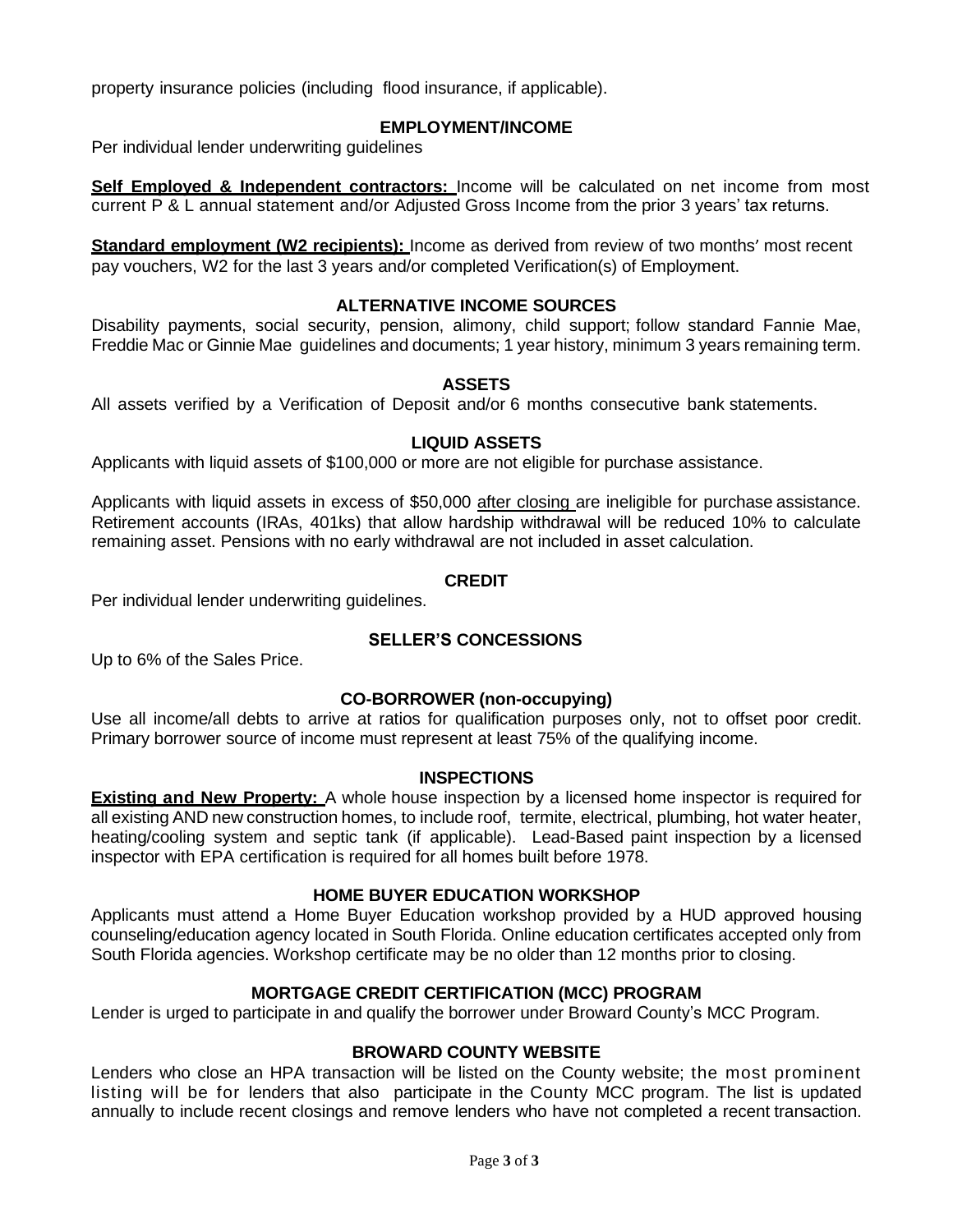property insurance policies (including flood insurance, if applicable).

## EMPLOYMENT/INCOME

Per individual lender underwriting guidelines

**Self Employed & Independent contractors:** Income will be calculated on net income from most current P & L annual statement and/or Adjusted Gross Income from the prior 3 years' tax returns.

**Standard employment (W2 recipients):** Income as derived from review of two months' most recent pay vouchers, W2 for the last 3 years and/or completed Verification(s) of Employment.

## ALTERNATIVE INCOME SOURCES

Disability payments, social security, pension, alimony, child support; follow standard Fannie Mae, Freddie Mac or Ginnie Mae guidelines and documents; 1 year history, minimum 3 years remaining term.

## ASSETS

All assets verified by a Verification of Deposit and/or 6 months consecutive bank statements.

## LIQUID ASSETS

Applicants with liquid assets of $100,000 or more are not eligible for purchase assistance.

Applicants with liquid assets in excess of $50,000 after closing are ineligible for purchase assistance. Retirement accounts (IRAs, 401ks) that allow hardship withdrawal will be reduced 10% to calculate remaining asset. Pensions with no early withdrawal are not included in asset calculation.

## CREDIT

Per individual lender underwriting guidelines.

## SELLER'S CONCESSIONS

Up to 6% of the Sales Price.

## CO-BORROWER (non-occupying)

Use all income/all debts to arrive at ratios for qualification purposes only, not to offset poor credit. Primary borrower source of income must represent at least 75% of the qualifying income.

## INSPECTIONS

**Existing and New Property:** A whole house inspection by a licensed home inspector is required for all existing AND new construction homes, to include roof, termite, electrical, plumbing, hot water heater, heating/cooling system and septic tank (if applicable). Lead-Based paint inspection by a licensed inspector with EPA certification is required for all homes built before 1978.

## HOME BUYER EDUCATION WORKSHOP

Applicants must attend a Home Buyer Education workshop provided by a HUD approved housing counseling/education agency located in South Florida. Online education certificates accepted only from South Florida agencies. Workshop certificate may be no older than 12 months prior to closing.

## MORTGAGE CREDIT CERTIFICATION (MCC) PROGRAM

Lender is urged to participate in and qualify the borrower under Broward County's MCC Program.

## BROWARD COUNTY WEBSITE

Lenders who close an HPA transaction will be listed on the County website; the most prominent listing will be for lenders that also participate in the County MCC program. The list is updated annually to include recent closings and remove lenders who have not completed a recent transaction.